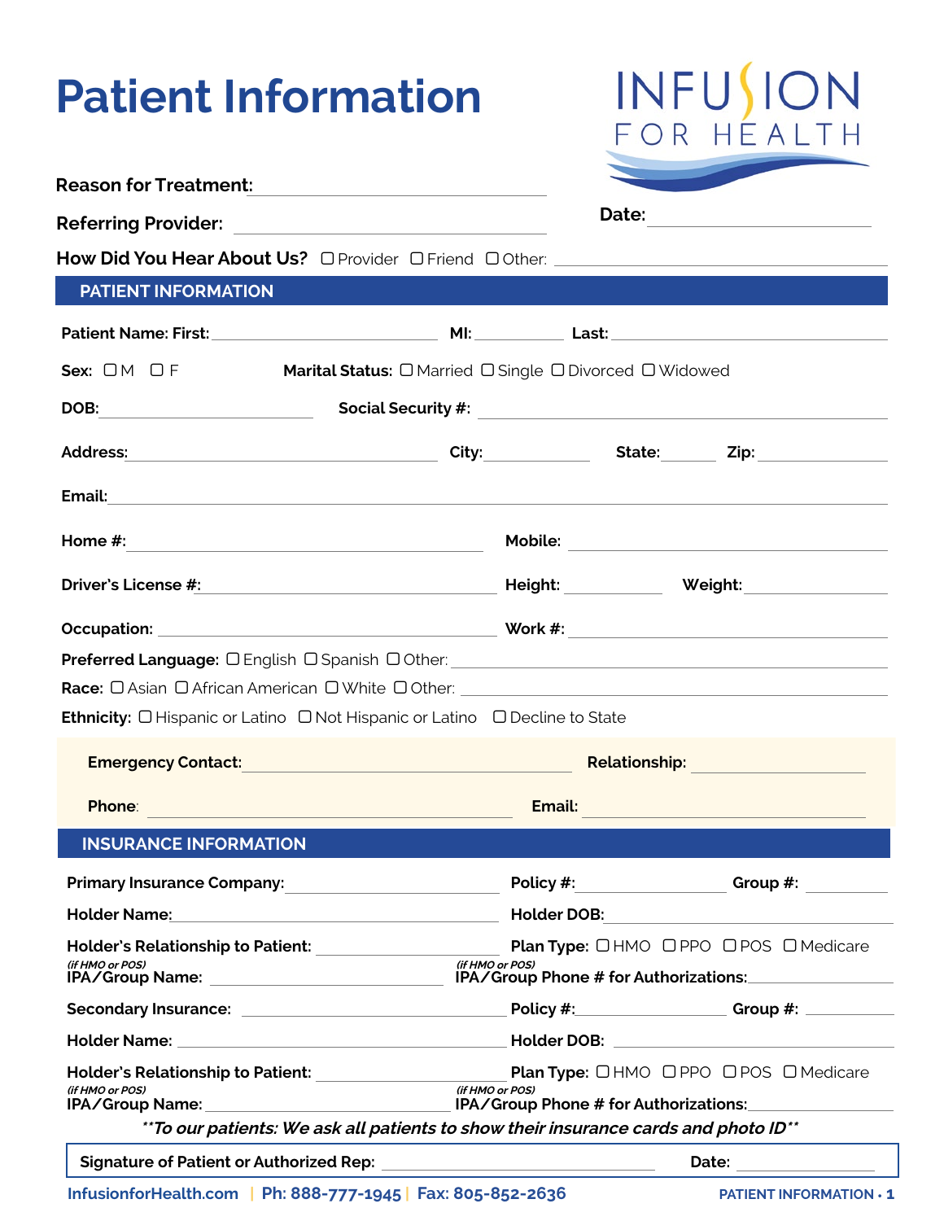# Patient Information

INFUSION FOR HEALTH

**Reason for Treatment:** ______________________

**Referring Provider:** ______________________ **Date:** ______________

**How Did You Hear About Us?** ☐ Provider ☐ Friend ☐ Other: ______________________

## PATIENT INFORMATION

**Patient Name: First:** ______________ **MI:** ______ **Last:** ______________

**Sex:** ☐ M ☐ F **Marital Status:** ☐ Married ☐ Single ☐ Divorced ☐ Widowed

**DOB:** ______________ **Social Security #:** ______________

**Address:** ______________ **City:** ______ **State:** ____ **Zip:** ______

**Email:** ______________________

**Home #:** ______________ **Mobile:** ______________

**Driver's License #:** ______________ **Height:** ______ **Weight:** ______

**Occupation:** ______________ **Work #:** ______________

**Preferred Language:** ☐ English ☐ Spanish ☐ Other: ______________

**Race:** ☐ Asian ☐ African American ☐ White ☐ Other: ______________

**Ethnicity:** ☐ Hispanic or Latino ☐ Not Hispanic or Latino ☐ Decline to State

**Emergency Contact:** ______________ **Relationship:** ______________

**Phone:** ______________ **Email:** ______________

## INSURANCE INFORMATION

**Primary Insurance Company:** ______________ **Policy #:** ______________ **Group #:** ______

**Holder Name:** ______________ **Holder DOB:** ______________

**Holder's Relationship to Patient:** ______________ **Plan Type:** ☐ HMO ☐ PPO ☐ POS ☐ Medicare

*(if HMO or POS)* **IPA/Group Name:** ______________ *(if HMO or POS)* **IPA/Group Phone # for Authorizations:** ______________

**Secondary Insurance:** ______________ **Policy #:** ______________ **Group #:** ______

**Holder Name:** ______________ **Holder DOB:** ______________

**Holder's Relationship to Patient:** ______________ **Plan Type:** ☐ HMO ☐ PPO ☐ POS ☐ Medicare

*(if HMO or POS)* **IPA/Group Name:** ______________ *(if HMO or POS)* **IPA/Group Phone # for Authorizations:** ______________

***\*\*To our patients: We ask all patients to show their insurance cards and photo ID\*\****

**Signature of Patient or Authorized Rep:** ______________________ **Date:** ______________

InfusionforHealth.com | Ph: 888-777-1945 | Fax: 805-852-2636 PATIENT INFORMATION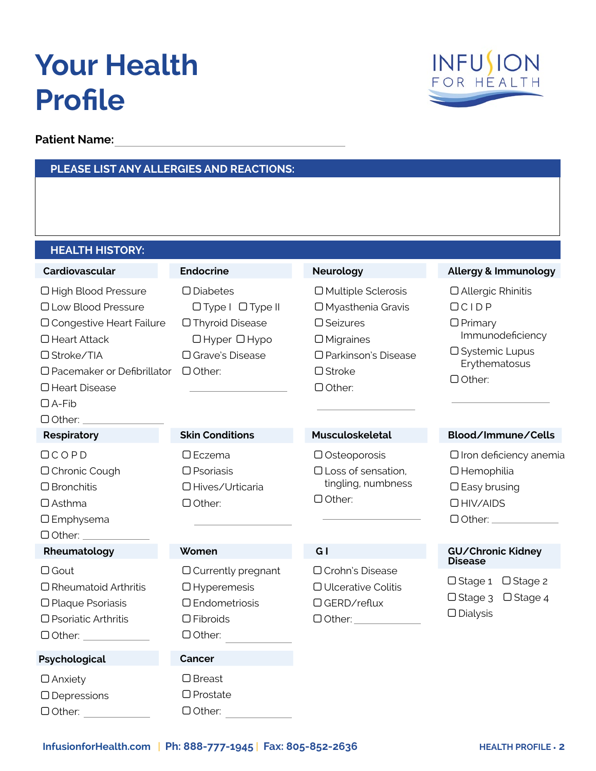# Your Health Profile

**Patient Name:** ______________________________

## PLEASE LIST ANY ALLERGIES AND REACTIONS:

## HEALTH HISTORY:

### Cardiovascular

- ☐ High Blood Pressure
- ☐ Low Blood Pressure
- ☐ Congestive Heart Failure
- ☐ Heart Attack
- ☐ Stroke/TIA
- ☐ Pacemaker or Defibrillator
- ☐ Heart Disease
- ☐ A-Fib
- ☐ Other: ______________

### Endocrine

- ☐ Diabetes
  - ☐ Type I ☐ Type II
- ☐ Thyroid Disease
  - ☐ Hyper ☐ Hypo
- ☐ Grave's Disease
- ☐ Other: ______________

### Neurology

- ☐ Multiple Sclerosis
- ☐ Myasthenia Gravis
- ☐ Seizures
- ☐ Migraines
- ☐ Parkinson's Disease
- ☐ Stroke
- ☐ Other: ______________

### Allergy & Immunology

- ☐ Allergic Rhinitis
- ☐ C I D P
- ☐ Primary Immunodeficiency
- ☐ Systemic Lupus Erythematosus
- ☐ Other: ______________

### Respiratory

- ☐ C O P D
- ☐ Chronic Cough
- ☐ Bronchitis
- ☐ Asthma
- ☐ Emphysema
- ☐ Other: ______________

### Skin Conditions

- ☐ Eczema
- ☐ Psoriasis
- ☐ Hives/Urticaria
- ☐ Other: ______________

### Musculoskeletal

- ☐ Osteoporosis
- ☐ Loss of sensation, tingling, numbness
- ☐ Other: ______________

### Blood/Immune/Cells

- ☐ Iron deficiency anemia
- ☐ Hemophilia
- ☐ Easy brusing
- ☐ HIV/AIDS
- ☐ Other: ______________

### Rheumatology

- ☐ Gout
- ☐ Rheumatoid Arthritis
- ☐ Plaque Psoriasis
- ☐ Psoriatic Arthritis
- ☐ Other: ______________

### Women

- ☐ Currently pregnant
- ☐ Hyperemesis
- ☐ Endometriosis
- ☐ Fibroids
- ☐ Other: ______________

### G I

- ☐ Crohn's Disease
- ☐ Ulcerative Colitis
- ☐ GERD/reflux
- ☐ Other: ______________

### GU/Chronic Kidney Disease

- ☐ Stage 1 ☐ Stage 2
- ☐ Stage 3 ☐ Stage 4
- ☐ Dialysis

### Psychological

- ☐ Anxiety
- ☐ Depressions
- ☐ Other: ______________

### Cancer

- ☐ Breast
- ☐ Prostate
- ☐ Other: ______________

InfusionforHealth.com | Ph: 888-777-1945 | Fax: 805-852-2636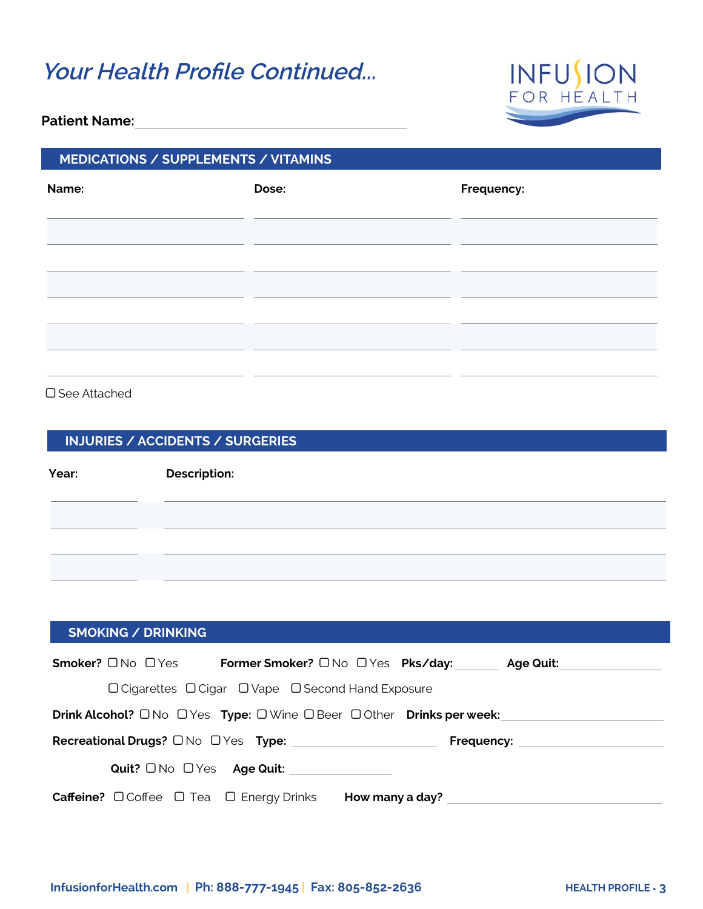# *Your Health Profile Continued...*

INFUSION FOR HEALTH

**Patient Name:** ______________________________

## MEDICATIONS / SUPPLEMENTS / VITAMINS

| Name: | Dose: | Frequency: |
|---|---|---|
| | | |
| | | |
| | | |
| | | |
| | | |
| | | |
| | | |

☐ See Attached

## INJURIES / ACCIDENTS / SURGERIES

| Year: | Description: |
|---|---|
| | |
| | |
| | |

## SMOKING / DRINKING

**Smoker?** ☐ No ☐ Yes **Former Smoker?** ☐ No ☐ Yes **Pks/day:** ________ **Age Quit:** ____________

☐ Cigarettes ☐ Cigar ☐ Vape ☐ Second Hand Exposure

**Drink Alcohol?** ☐ No ☐ Yes **Type:** ☐ Wine ☐ Beer ☐ Other **Drinks per week:** ____________

**Recreational Drugs?** ☐ No ☐ Yes **Type:** ____________ **Frequency:** ____________

**Quit?** ☐ No ☐ Yes **Age Quit:** ____________

**Caffeine?** ☐ Coffee ☐ Tea ☐ Energy Drinks **How many a day?** ____________

InfusionforHealth.com | Ph: 888-777-1945 | Fax: 805-852-2636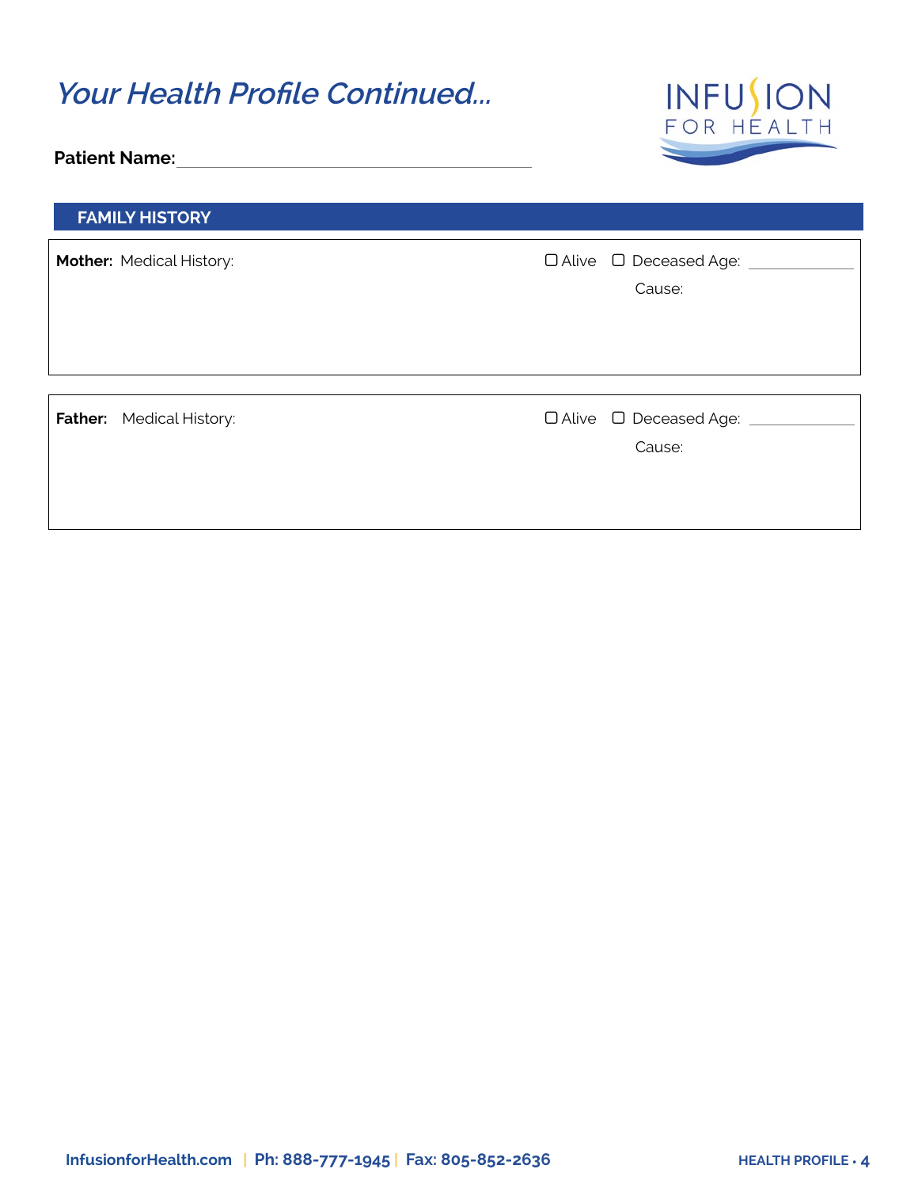# *Your Health Profile Continued...*

INFUSION FOR HEALTH

**Patient Name:** ______________________________

## FAMILY HISTORY

**Mother:** Medical History: ☐ Alive ☐ Deceased Age: __________

Cause:

**Father:** Medical History: ☐ Alive ☐ Deceased Age: __________

Cause:

InfusionforHealth.com | Ph: 888-777-1945 | Fax: 805-852-2636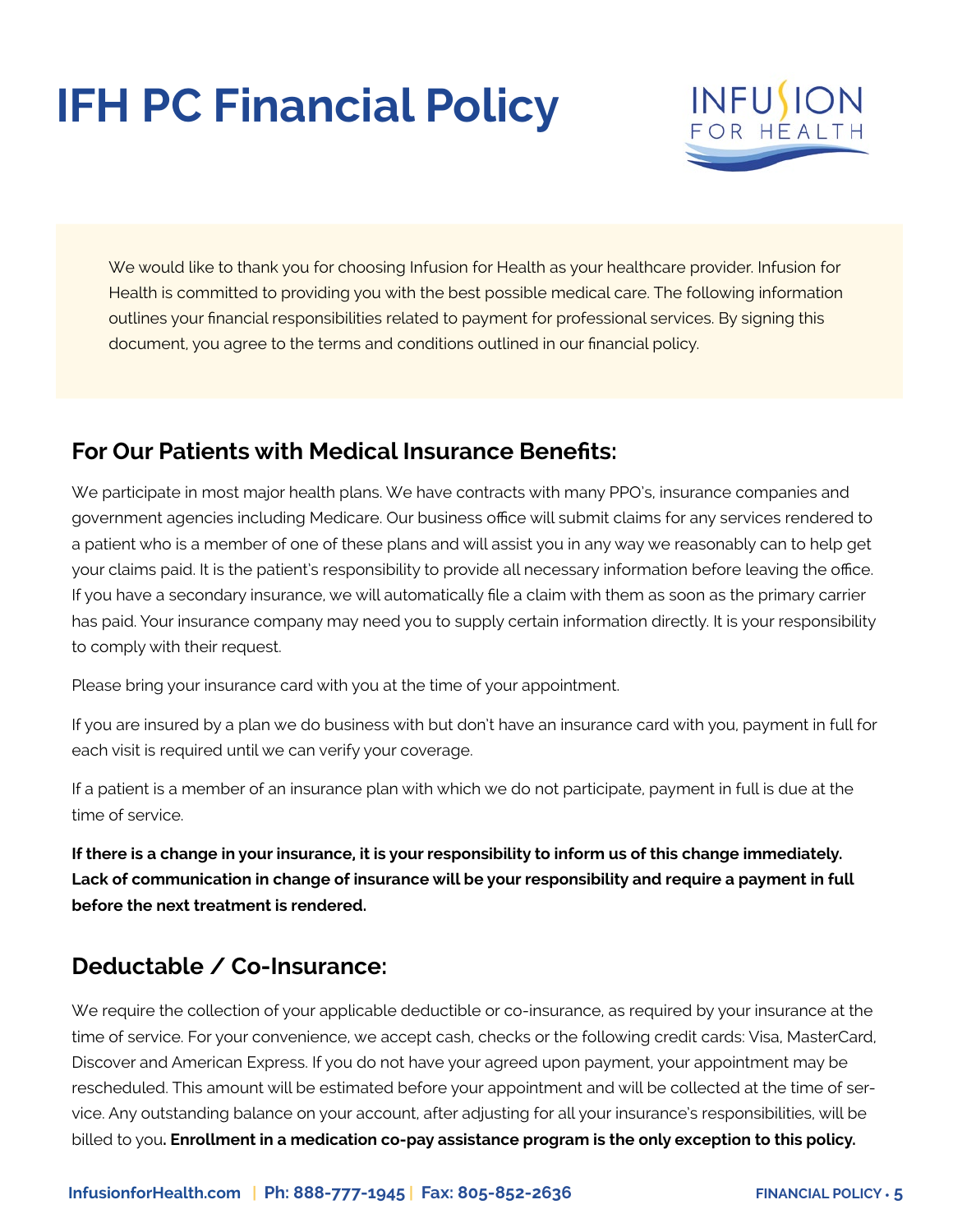# IFH PC Financial Policy

We would like to thank you for choosing Infusion for Health as your healthcare provider. Infusion for Health is committed to providing you with the best possible medical care. The following information outlines your financial responsibilities related to payment for professional services. By signing this document, you agree to the terms and conditions outlined in our financial policy.

## For Our Patients with Medical Insurance Benefits:

We participate in most major health plans. We have contracts with many PPO's, insurance companies and government agencies including Medicare. Our business office will submit claims for any services rendered to a patient who is a member of one of these plans and will assist you in any way we reasonably can to help get your claims paid. It is the patient's responsibility to provide all necessary information before leaving the office. If you have a secondary insurance, we will automatically file a claim with them as soon as the primary carrier has paid. Your insurance company may need you to supply certain information directly. It is your responsibility to comply with their request.

Please bring your insurance card with you at the time of your appointment.

If you are insured by a plan we do business with but don't have an insurance card with you, payment in full for each visit is required until we can verify your coverage.

If a patient is a member of an insurance plan with which we do not participate, payment in full is due at the time of service.

**If there is a change in your insurance, it is your responsibility to inform us of this change immediately. Lack of communication in change of insurance will be your responsibility and require a payment in full before the next treatment is rendered.**

## Deductable / Co-Insurance:

We require the collection of your applicable deductible or co-insurance, as required by your insurance at the time of service. For your convenience, we accept cash, checks or the following credit cards: Visa, MasterCard, Discover and American Express. If you do not have your agreed upon payment, your appointment may be rescheduled. This amount will be estimated before your appointment and will be collected at the time of service. Any outstanding balance on your account, after adjusting for all your insurance's responsibilities, will be billed to you**. Enrollment in a medication co-pay assistance program is the only exception to this policy.**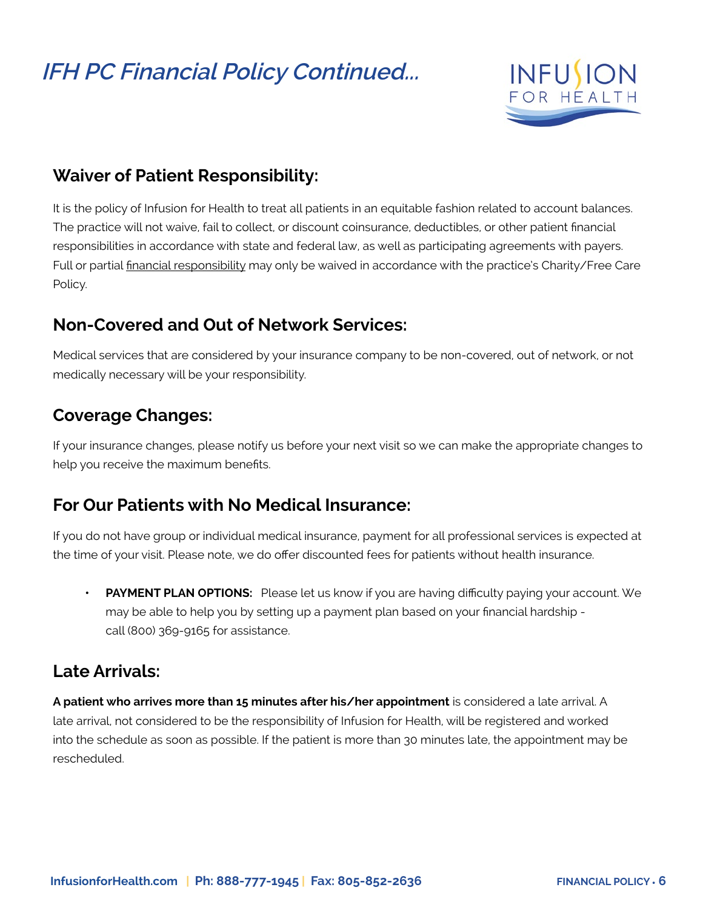# *IFH PC Financial Policy Continued...*

## Waiver of Patient Responsibility:

It is the policy of Infusion for Health to treat all patients in an equitable fashion related to account balances. The practice will not waive, fail to collect, or discount coinsurance, deductibles, or other patient financial responsibilities in accordance with state and federal law, as well as participating agreements with payers. Full or partial financial responsibility may only be waived in accordance with the practice's Charity/Free Care Policy.

## Non-Covered and Out of Network Services:

Medical services that are considered by your insurance company to be non-covered, out of network, or not medically necessary will be your responsibility.

## Coverage Changes:

If your insurance changes, please notify us before your next visit so we can make the appropriate changes to help you receive the maximum benefits.

## For Our Patients with No Medical Insurance:

If you do not have group or individual medical insurance, payment for all professional services is expected at the time of your visit. Please note, we do offer discounted fees for patients without health insurance.

- **PAYMENT PLAN OPTIONS:** Please let us know if you are having difficulty paying your account. We may be able to help you by setting up a payment plan based on your financial hardship - call (800) 369-9165 for assistance.

## Late Arrivals:

**A patient who arrives more than 15 minutes after his/her appointment** is considered a late arrival. A late arrival, not considered to be the responsibility of Infusion for Health, will be registered and worked into the schedule as soon as possible. If the patient is more than 30 minutes late, the appointment may be rescheduled.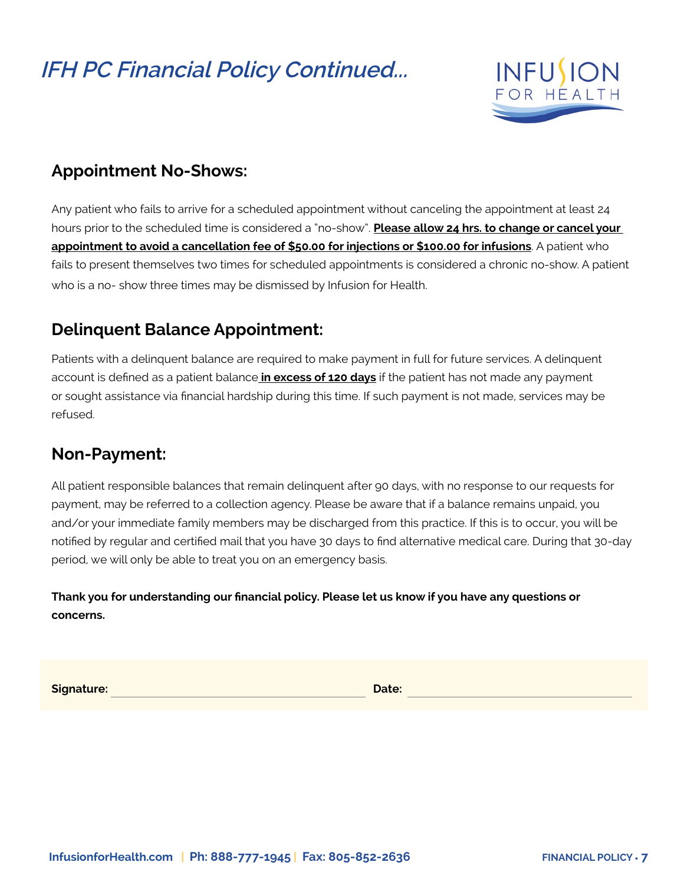# *IFH PC Financial Policy Continued...*

## Appointment No-Shows:

Any patient who fails to arrive for a scheduled appointment without canceling the appointment at least 24 hours prior to the scheduled time is considered a "no-show". **Please allow 24 hrs. to change or cancel your appointment to avoid a cancellation fee of $50.00 for injections or $100.00 for infusions**. A patient who fails to present themselves two times for scheduled appointments is considered a chronic no-show. A patient who is a no- show three times may be dismissed by Infusion for Health.

## Delinquent Balance Appointment:

Patients with a delinquent balance are required to make payment in full for future services. A delinquent account is defined as a patient balance **in excess of 120 days** if the patient has not made any payment or sought assistance via financial hardship during this time. If such payment is not made, services may be refused.

## Non-Payment:

All patient responsible balances that remain delinquent after 90 days, with no response to our requests for payment, may be referred to a collection agency. Please be aware that if a balance remains unpaid, you and/or your immediate family members may be discharged from this practice. If this is to occur, you will be notified by regular and certified mail that you have 30 days to find alternative medical care. During that 30-day period, we will only be able to treat you on an emergency basis.

**Thank you for understanding our financial policy. Please let us know if you have any questions or concerns.**

**Signature:** ______________________ **Date:** ______________________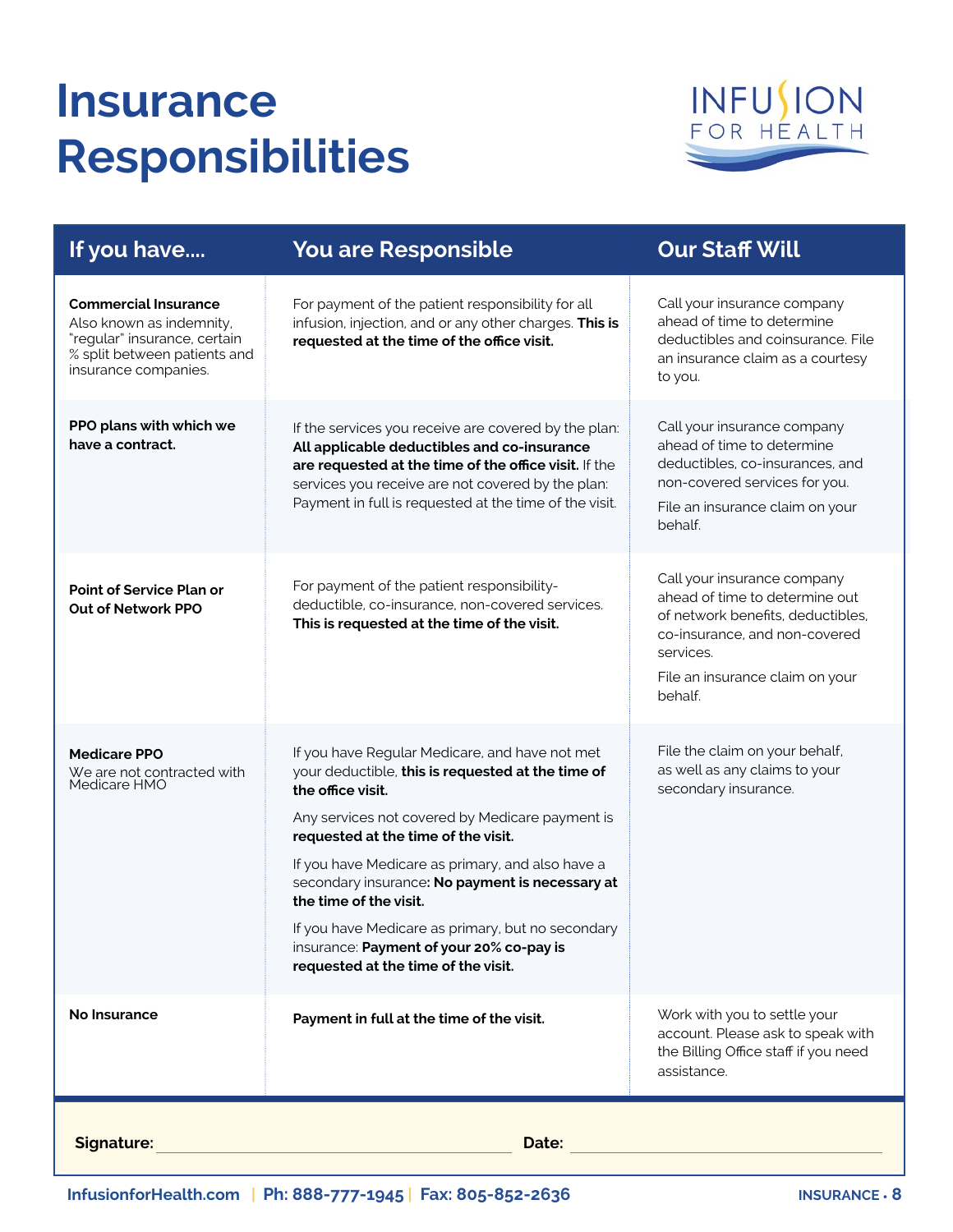# Insurance Responsibilities

| If you have.... | You are Responsible | Our Staff Will |
|---|---|---|
| **Commercial Insurance** Also known as indemnity, "regular" insurance, certain % split between patients and insurance companies. | For payment of the patient responsibility for all infusion, injection, and or any other charges. **This is requested at the time of the office visit.** | Call your insurance company ahead of time to determine deductibles and coinsurance. File an insurance claim as a courtesy to you. |
| **PPO plans with which we have a contract.** | If the services you receive are covered by the plan: **All applicable deductibles and co-insurance are requested at the time of the office visit.** If the services you receive are not covered by the plan: Payment in full is requested at the time of the visit. | Call your insurance company ahead of time to determine deductibles, co-insurances, and non-covered services for you. File an insurance claim on your behalf. |
| **Point of Service Plan or Out of Network PPO** | For payment of the patient responsibility-deductible, co-insurance, non-covered services. **This is requested at the time of the visit.** | Call your insurance company ahead of time to determine out of network benefits, deductibles, co-insurance, and non-covered services. File an insurance claim on your behalf. |
| **Medicare PPO** We are not contracted with Medicare HMO | If you have Regular Medicare, and have not met your deductible, **this is requested at the time of the office visit.** Any services not covered by Medicare payment is **requested at the time of the visit.** If you have Medicare as primary, and also have a secondary insurance**: No payment is necessary at the time of the visit.** If you have Medicare as primary, but no secondary insurance: **Payment of your 20% co-pay is requested at the time of the visit.** | File the claim on your behalf, as well as any claims to your secondary insurance. |
| **No Insurance** | **Payment in full at the time of the visit.** | Work with you to settle your account. Please ask to speak with the Billing Office staff if you need assistance. |

**Signature:** ______________________ **Date:** ______________________

InfusionforHealth.com | Ph: 888-777-1945 | Fax: 805-852-2636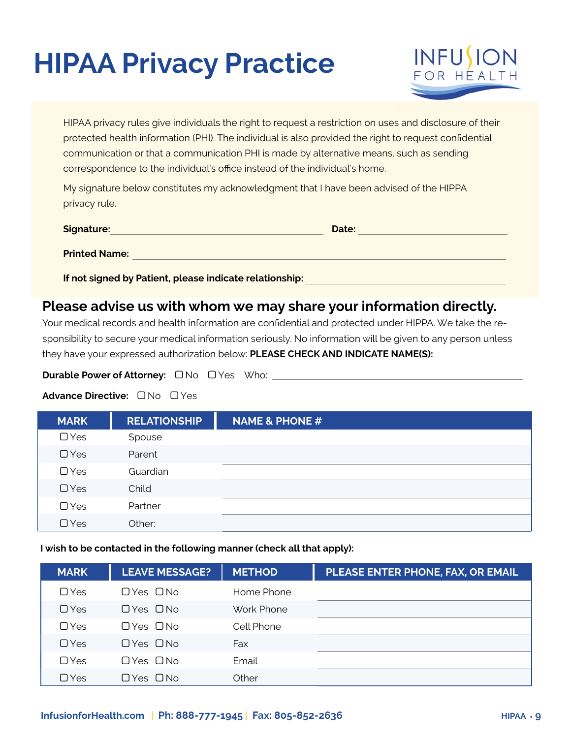# HIPAA Privacy Practice

HIPAA privacy rules give individuals the right to request a restriction on uses and disclosure of their protected health information (PHI). The individual is also provided the right to request confidential communication or that a communication PHI is made by alternative means, such as sending correspondence to the individual's office instead of the individual's home.

My signature below constitutes my acknowledgment that I have been advised of the HIPPA privacy rule.

**Signature:** ________________________ **Date:** ________________

**Printed Name:** ________________________________________

**If not signed by Patient, please indicate relationship:** ____________________

## Please advise us with whom we may share your information directly.

Your medical records and health information are confidential and protected under HIPPA. We take the responsibility to secure your medical information seriously. No information will be given to any person unless they have your expressed authorization below: **PLEASE CHECK AND INDICATE NAME(S):**

**Durable Power of Attorney:** ☐ No ☐ Yes Who: ____________________________

**Advance Directive:** ☐ No ☐ Yes

| MARK | RELATIONSHIP | NAME & PHONE # |
|---|---|---|
| ☐ Yes | Spouse | |
| ☐ Yes | Parent | |
| ☐ Yes | Guardian | |
| ☐ Yes | Child | |
| ☐ Yes | Partner | |
| ☐ Yes | Other: | |

**I wish to be contacted in the following manner (check all that apply):**

| MARK | LEAVE MESSAGE? | METHOD | PLEASE ENTER PHONE, FAX, OR EMAIL |
|---|---|---|---|
| ☐ Yes | ☐ Yes ☐ No | Home Phone | |
| ☐ Yes | ☐ Yes ☐ No | Work Phone | |
| ☐ Yes | ☐ Yes ☐ No | Cell Phone | |
| ☐ Yes | ☐ Yes ☐ No | Fax | |
| ☐ Yes | ☐ Yes ☐ No | Email | |
| ☐ Yes | ☐ Yes ☐ No | Other | |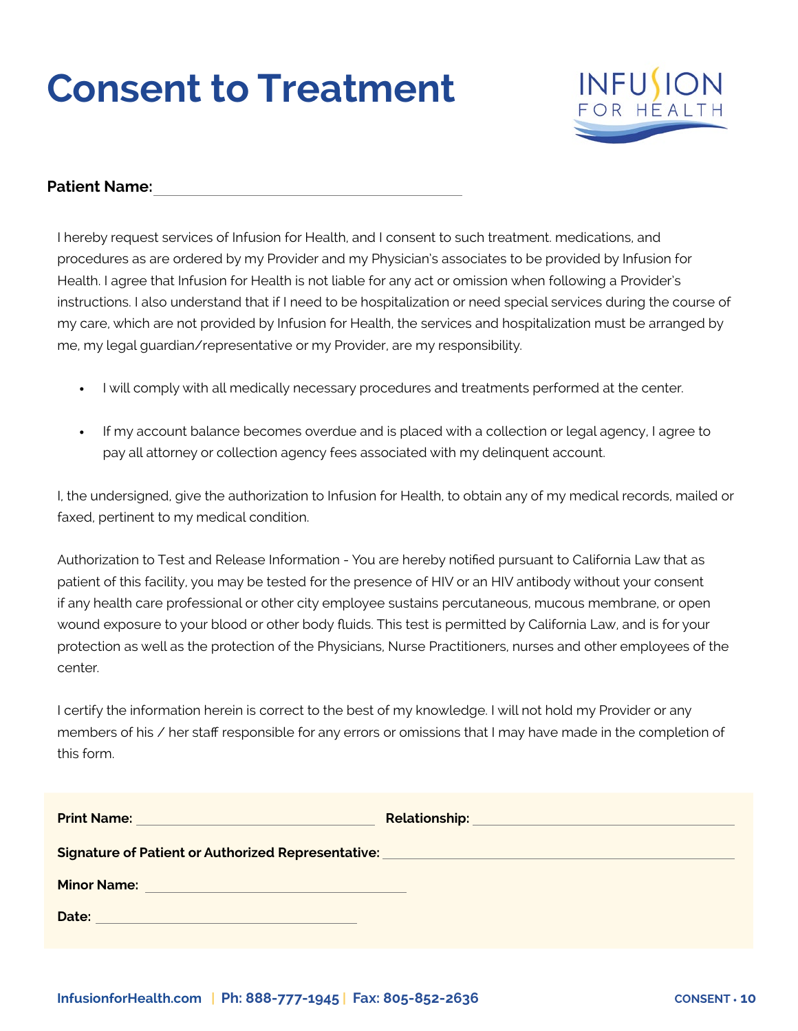# Consent to Treatment

**Patient Name:** ___________________________________

I hereby request services of Infusion for Health, and I consent to such treatment. medications, and procedures as are ordered by my Provider and my Physician's associates to be provided by Infusion for Health. I agree that Infusion for Health is not liable for any act or omission when following a Provider's instructions. I also understand that if I need to be hospitalization or need special services during the course of my care, which are not provided by Infusion for Health, the services and hospitalization must be arranged by me, my legal guardian/representative or my Provider, are my responsibility.

- I will comply with all medically necessary procedures and treatments performed at the center.
- If my account balance becomes overdue and is placed with a collection or legal agency, I agree to pay all attorney or collection agency fees associated with my delinquent account.

I, the undersigned, give the authorization to Infusion for Health, to obtain any of my medical records, mailed or faxed, pertinent to my medical condition.

Authorization to Test and Release Information - You are hereby notified pursuant to California Law that as patient of this facility, you may be tested for the presence of HIV or an HIV antibody without your consent if any health care professional or other city employee sustains percutaneous, mucous membrane, or open wound exposure to your blood or other body fluids. This test is permitted by California Law, and is for your protection as well as the protection of the Physicians, Nurse Practitioners, nurses and other employees of the center.

I certify the information herein is correct to the best of my knowledge. I will not hold my Provider or any members of his / her staff responsible for any errors or omissions that I may have made in the completion of this form.

**Print Name:** ___________________________ **Relationship:** ___________________________

**Signature of Patient or Authorized Representative:** ___________________________________

**Minor Name:** ___________________________

**Date:** ___________________________

InfusionforHealth.com | Ph: 888-777-1945 | Fax: 805-852-2636